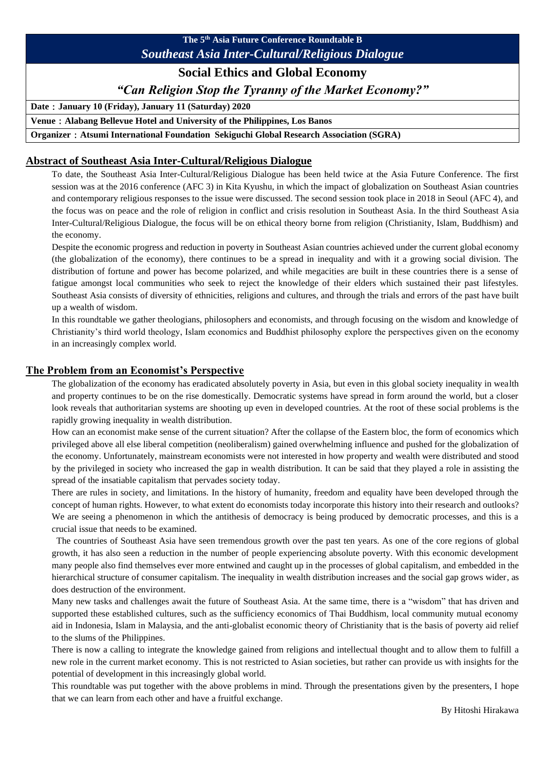**The 5th Asia Future Conference Roundtable B**

***Southeast Asia Inter-Cultural/Religious Dialogue***

# Social Ethics and Global Economy

## *"Can Religion Stop the Tyranny of the Market Economy?"*

**Date：January 10 (Friday), January 11 (Saturday) 2020**

**Venue：Alabang Bellevue Hotel and University of the Philippines, Los Banos**

**Organizer：Atsumi International Foundation Sekiguchi Global Research Association (SGRA)**

## Abstract of Southeast Asia Inter-Cultural/Religious Dialogue

To date, the Southeast Asia Inter-Cultural/Religious Dialogue has been held twice at the Asia Future Conference. The first session was at the 2016 conference (AFC 3) in Kita Kyushu, in which the impact of globalization on Southeast Asian countries and contemporary religious responses to the issue were discussed. The second session took place in 2018 in Seoul (AFC 4), and the focus was on peace and the role of religion in conflict and crisis resolution in Southeast Asia. In the third Southeast Asia Inter-Cultural/Religious Dialogue, the focus will be on ethical theory borne from religion (Christianity, Islam, Buddhism) and the economy.

Despite the economic progress and reduction in poverty in Southeast Asian countries achieved under the current global economy (the globalization of the economy), there continues to be a spread in inequality and with it a growing social division. The distribution of fortune and power has become polarized, and while megacities are built in these countries there is a sense of fatigue amongst local communities who seek to reject the knowledge of their elders which sustained their past lifestyles. Southeast Asia consists of diversity of ethnicities, religions and cultures, and through the trials and errors of the past have built up a wealth of wisdom.

In this roundtable we gather theologians, philosophers and economists, and through focusing on the wisdom and knowledge of Christianity's third world theology, Islam economics and Buddhist philosophy explore the perspectives given on the economy in an increasingly complex world.

## The Problem from an Economist's Perspective

The globalization of the economy has eradicated absolutely poverty in Asia, but even in this global society inequality in wealth and property continues to be on the rise domestically. Democratic systems have spread in form around the world, but a closer look reveals that authoritarian systems are shooting up even in developed countries. At the root of these social problems is the rapidly growing inequality in wealth distribution.

How can an economist make sense of the current situation? After the collapse of the Eastern bloc, the form of economics which privileged above all else liberal competition (neoliberalism) gained overwhelming influence and pushed for the globalization of the economy. Unfortunately, mainstream economists were not interested in how property and wealth were distributed and stood by the privileged in society who increased the gap in wealth distribution. It can be said that they played a role in assisting the spread of the insatiable capitalism that pervades society today.

There are rules in society, and limitations. In the history of humanity, freedom and equality have been developed through the concept of human rights. However, to what extent do economists today incorporate this history into their research and outlooks? We are seeing a phenomenon in which the antithesis of democracy is being produced by democratic processes, and this is a crucial issue that needs to be examined.

The countries of Southeast Asia have seen tremendous growth over the past ten years. As one of the core regions of global growth, it has also seen a reduction in the number of people experiencing absolute poverty. With this economic development many people also find themselves ever more entwined and caught up in the processes of global capitalism, and embedded in the hierarchical structure of consumer capitalism. The inequality in wealth distribution increases and the social gap grows wider, as does destruction of the environment.

Many new tasks and challenges await the future of Southeast Asia. At the same time, there is a "wisdom" that has driven and supported these established cultures, such as the sufficiency economics of Thai Buddhism, local community mutual economy aid in Indonesia, Islam in Malaysia, and the anti-globalist economic theory of Christianity that is the basis of poverty aid relief to the slums of the Philippines.

There is now a calling to integrate the knowledge gained from religions and intellectual thought and to allow them to fulfill a new role in the current market economy. This is not restricted to Asian societies, but rather can provide us with insights for the potential of development in this increasingly global world.

This roundtable was put together with the above problems in mind. Through the presentations given by the presenters, I hope that we can learn from each other and have a fruitful exchange.

By Hitoshi Hirakawa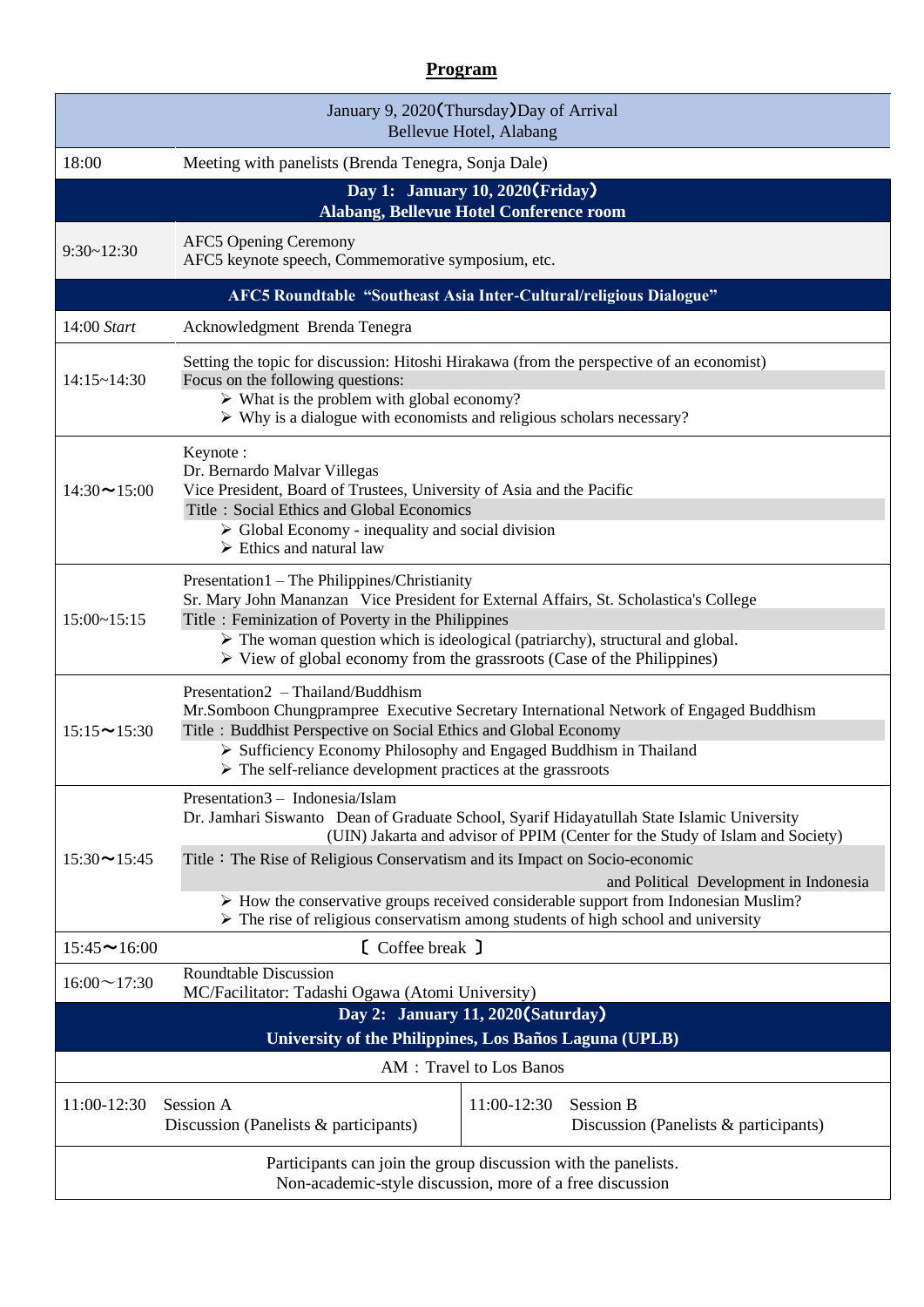# Program

| January 9, 2020（Thursday）Day of Arrival<br>Bellevue Hotel, Alabang | |
|---|---|
| 18:00 | Meeting with panelists (Brenda Tenegra, Sonja Dale) |
| **Day 1: January 10, 2020（Friday）**<br>**Alabang, Bellevue Hotel Conference room** | |
| 9:30~12:30 | AFC5 Opening Ceremony<br>AFC5 keynote speech, Commemorative symposium, etc. |
| **AFC5 Roundtable "Southeast Asia Inter-Cultural/religious Dialogue"** | |
| 14:00 *Start* | Acknowledgment Brenda Tenegra |
| 14:15~14:30 | Setting the topic for discussion: Hitoshi Hirakawa (from the perspective of an economist)<br>Focus on the following questions:<br>➢ What is the problem with global economy?<br>➢ Why is a dialogue with economists and religious scholars necessary? |
| 14:30～15:00 | Keynote :<br>Dr. Bernardo Malvar Villegas<br>Vice President, Board of Trustees, University of Asia and the Pacific<br>Title：Social Ethics and Global Economics<br>➢ Global Economy - inequality and social division<br>➢ Ethics and natural law |
| 15:00~15:15 | Presentation1 – The Philippines/Christianity<br>Sr. Mary John Mananzan Vice President for External Affairs, St. Scholastica's College<br>Title：Feminization of Poverty in the Philippines<br>➢ The woman question which is ideological (patriarchy), structural and global.<br>➢ View of global economy from the grassroots (Case of the Philippines) |
| 15:15～15:30 | Presentation2 – Thailand/Buddhism<br>Mr.Somboon Chungprampree Executive Secretary International Network of Engaged Buddhism<br>Title：Buddhist Perspective on Social Ethics and Global Economy<br>➢ Sufficiency Economy Philosophy and Engaged Buddhism in Thailand<br>➢ The self-reliance development practices at the grassroots |
| 15:30～15:45 | Presentation3 – Indonesia/Islam<br>Dr. Jamhari Siswanto Dean of Graduate School, Syarif Hidayatullah State Islamic University (UIN) Jakarta and advisor of PPIM (Center for the Study of Islam and Society)<br>Title：The Rise of Religious Conservatism and its Impact on Socio-economic and Political Development in Indonesia<br>➢ How the conservative groups received considerable support from Indonesian Muslim?<br>➢ The rise of religious conservatism among students of high school and university |
| 15:45～16:00 | 〔 Coffee break 〕 |
| 16:00～17:30 | Roundtable Discussion<br>MC/Facilitator: Tadashi Ogawa (Atomi University) |
| **Day 2: January 11, 2020（Saturday）**<br>**University of the Philippines, Los Baños Laguna (UPLB)** | |
| AM：Travel to Los Banos | |
| 11:00-12:30 Session A<br>Discussion (Panelists & participants) | 11:00-12:30 Session B<br>Discussion (Panelists & participants) |
| Participants can join the group discussion with the panelists.<br>Non-academic-style discussion, more of a free discussion | |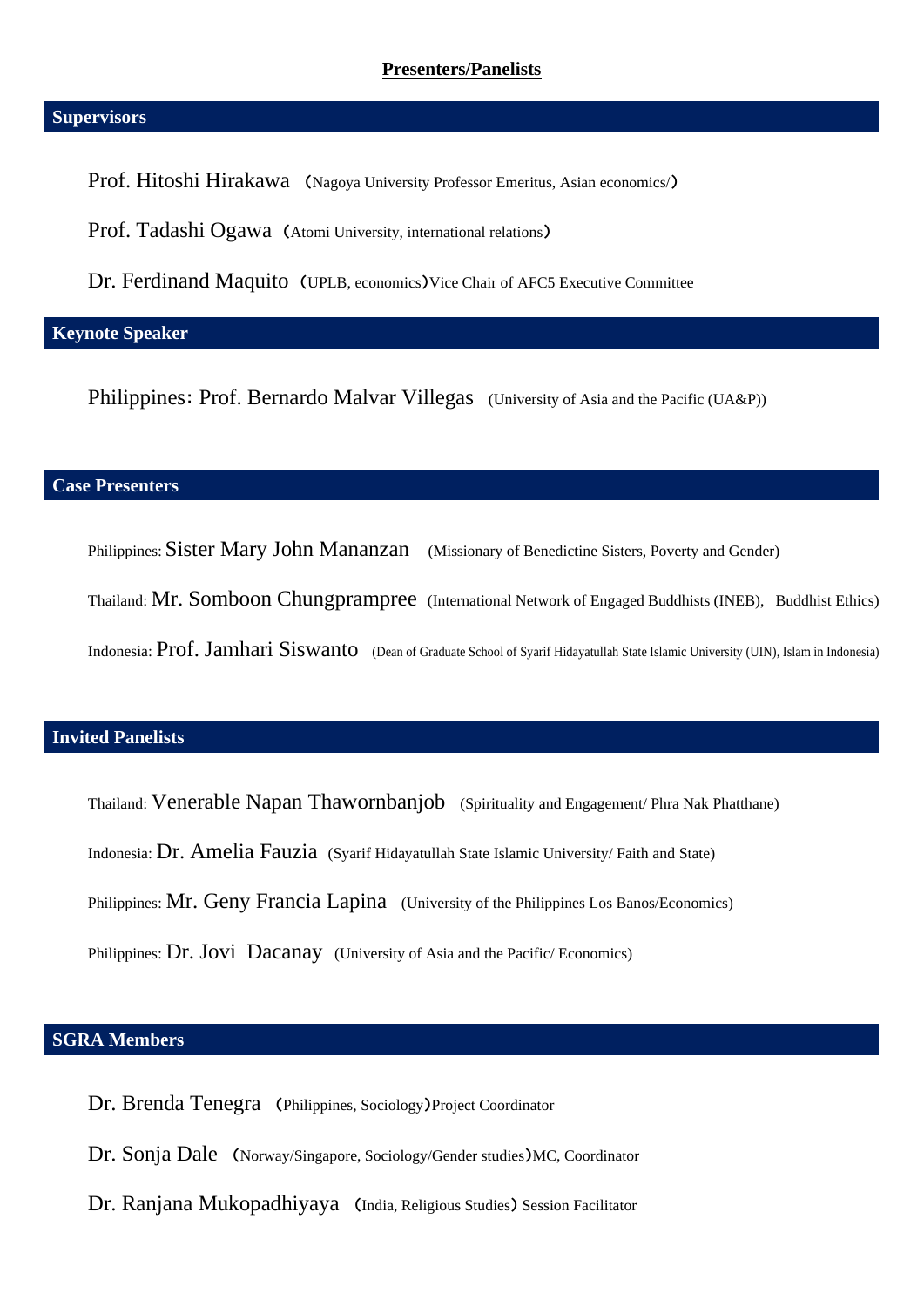# **Presenters/Panelists**

## Supervisors

Prof. Hitoshi Hirakawa （Nagoya University Professor Emeritus, Asian economics/）

Prof. Tadashi Ogawa（Atomi University, international relations）

Dr. Ferdinand Maquito（UPLB, economics）Vice Chair of AFC5 Executive Committee

## Keynote Speaker

Philippines：Prof. Bernardo Malvar Villegas (University of Asia and the Pacific (UA&P))

## Case Presenters

Philippines: Sister Mary John Mananzan (Missionary of Benedictine Sisters, Poverty and Gender)

Thailand: Mr. Somboon Chungprampree (International Network of Engaged Buddhists (INEB), Buddhist Ethics)

Indonesia: Prof. Jamhari Siswanto (Dean of Graduate School of Syarif Hidayatullah State Islamic University (UIN), Islam in Indonesia)

## Invited Panelists

Thailand: Venerable Napan Thawornbanjob (Spirituality and Engagement/ Phra Nak Phatthane)

Indonesia: Dr. Amelia Fauzia (Syarif Hidayatullah State Islamic University/ Faith and State)

Philippines: Mr. Geny Francia Lapina (University of the Philippines Los Banos/Economics)

Philippines: Dr. Jovi Dacanay (University of Asia and the Pacific/ Economics)

## SGRA Members

Dr. Brenda Tenegra （Philippines, Sociology）Project Coordinator

Dr. Sonja Dale （Norway/Singapore, Sociology/Gender studies）MC, Coordinator

Dr. Ranjana Mukopadhiyaya （India, Religious Studies）Session Facilitator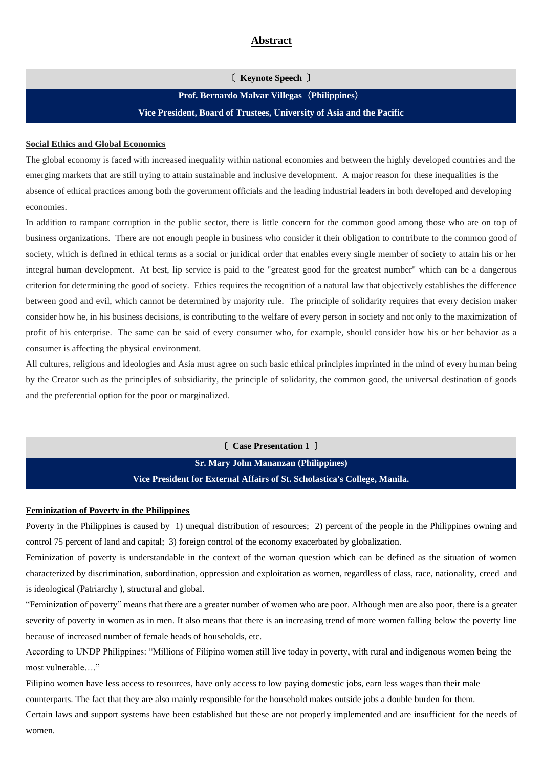# Abstract

〔 **Keynote Speech** 〕

**Prof. Bernardo Malvar Villegas（Philippines）**

**Vice President, Board of Trustees, University of Asia and the Pacific**

## Social Ethics and Global Economics

The global economy is faced with increased inequality within national economies and between the highly developed countries and the emerging markets that are still trying to attain sustainable and inclusive development. A major reason for these inequalities is the absence of ethical practices among both the government officials and the leading industrial leaders in both developed and developing economies.

In addition to rampant corruption in the public sector, there is little concern for the common good among those who are on top of business organizations. There are not enough people in business who consider it their obligation to contribute to the common good of society, which is defined in ethical terms as a social or juridical order that enables every single member of society to attain his or her integral human development. At best, lip service is paid to the "greatest good for the greatest number" which can be a dangerous criterion for determining the good of society. Ethics requires the recognition of a natural law that objectively establishes the difference between good and evil, which cannot be determined by majority rule. The principle of solidarity requires that every decision maker consider how he, in his business decisions, is contributing to the welfare of every person in society and not only to the maximization of profit of his enterprise. The same can be said of every consumer who, for example, should consider how his or her behavior as a consumer is affecting the physical environment.

All cultures, religions and ideologies and Asia must agree on such basic ethical principles imprinted in the mind of every human being by the Creator such as the principles of subsidiarity, the principle of solidarity, the common good, the universal destination of goods and the preferential option for the poor or marginalized.

〔 **Case Presentation 1** 〕

**Sr. Mary John Mananzan (Philippines)**

**Vice President for External Affairs of St. Scholastica's College, Manila.**

## Feminization of Poverty in the Philippines

Poverty in the Philippines is caused by 1) unequal distribution of resources; 2) percent of the people in the Philippines owning and control 75 percent of land and capital; 3) foreign control of the economy exacerbated by globalization.

Feminization of poverty is understandable in the context of the woman question which can be defined as the situation of women characterized by discrimination, subordination, oppression and exploitation as women, regardless of class, race, nationality, creed and is ideological (Patriarchy ), structural and global.

"Feminization of poverty" means that there are a greater number of women who are poor. Although men are also poor, there is a greater severity of poverty in women as in men. It also means that there is an increasing trend of more women falling below the poverty line because of increased number of female heads of households, etc.

According to UNDP Philippines: "Millions of Filipino women still live today in poverty, with rural and indigenous women being the most vulnerable…."

Filipino women have less access to resources, have only access to low paying domestic jobs, earn less wages than their male counterparts. The fact that they are also mainly responsible for the household makes outside jobs a double burden for them.

Certain laws and support systems have been established but these are not properly implemented and are insufficient for the needs of women.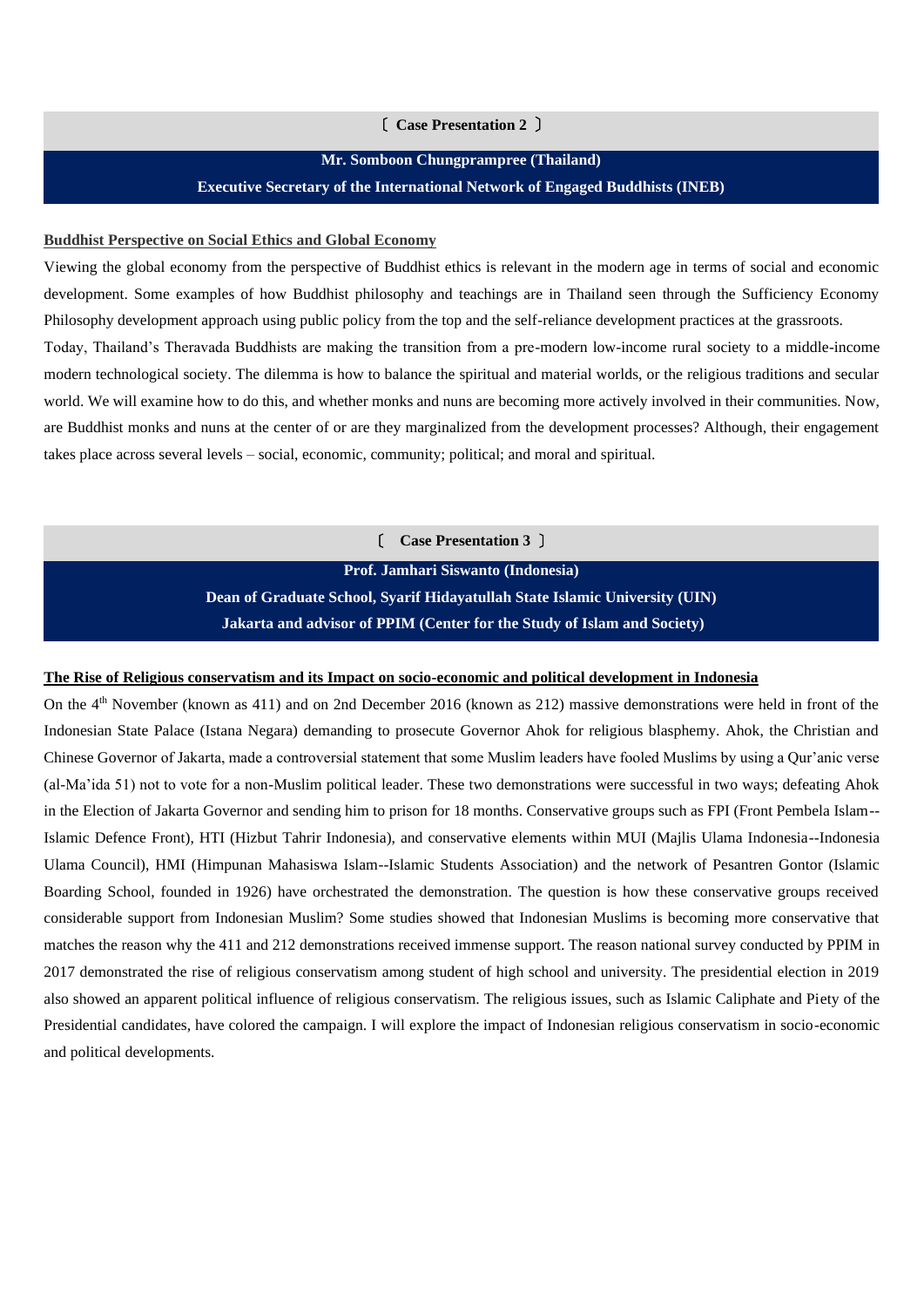〔 **Case Presentation 2** 〕

**Mr. Somboon Chungprampree (Thailand)**

**Executive Secretary of the International Network of Engaged Buddhists (INEB)**

**Buddhist Perspective on Social Ethics and Global Economy**

Viewing the global economy from the perspective of Buddhist ethics is relevant in the modern age in terms of social and economic development. Some examples of how Buddhist philosophy and teachings are in Thailand seen through the Sufficiency Economy Philosophy development approach using public policy from the top and the self-reliance development practices at the grassroots.

Today, Thailand's Theravada Buddhists are making the transition from a pre-modern low-income rural society to a middle-income modern technological society. The dilemma is how to balance the spiritual and material worlds, or the religious traditions and secular world. We will examine how to do this, and whether monks and nuns are becoming more actively involved in their communities. Now, are Buddhist monks and nuns at the center of or are they marginalized from the development processes? Although, their engagement takes place across several levels – social, economic, community; political; and moral and spiritual.

〔 **Case Presentation 3** 〕

**Prof. Jamhari Siswanto (Indonesia)**

**Dean of Graduate School, Syarif Hidayatullah State Islamic University (UIN)**

**Jakarta and advisor of PPIM (Center for the Study of Islam and Society)**

**The Rise of Religious conservatism and its Impact on socio-economic and political development in Indonesia**

On the 4th November (known as 411) and on 2nd December 2016 (known as 212) massive demonstrations were held in front of the Indonesian State Palace (Istana Negara) demanding to prosecute Governor Ahok for religious blasphemy. Ahok, the Christian and Chinese Governor of Jakarta, made a controversial statement that some Muslim leaders have fooled Muslims by using a Qur'anic verse (al-Ma'ida 51) not to vote for a non-Muslim political leader. These two demonstrations were successful in two ways; defeating Ahok in the Election of Jakarta Governor and sending him to prison for 18 months. Conservative groups such as FPI (Front Pembela Islam--Islamic Defence Front), HTI (Hizbut Tahrir Indonesia), and conservative elements within MUI (Majlis Ulama Indonesia--Indonesia Ulama Council), HMI (Himpunan Mahasiswa Islam--Islamic Students Association) and the network of Pesantren Gontor (Islamic Boarding School, founded in 1926) have orchestrated the demonstration. The question is how these conservative groups received considerable support from Indonesian Muslim? Some studies showed that Indonesian Muslims is becoming more conservative that matches the reason why the 411 and 212 demonstrations received immense support. The reason national survey conducted by PPIM in 2017 demonstrated the rise of religious conservatism among student of high school and university. The presidential election in 2019 also showed an apparent political influence of religious conservatism. The religious issues, such as Islamic Caliphate and Piety of the Presidential candidates, have colored the campaign. I will explore the impact of Indonesian religious conservatism in socio-economic and political developments.